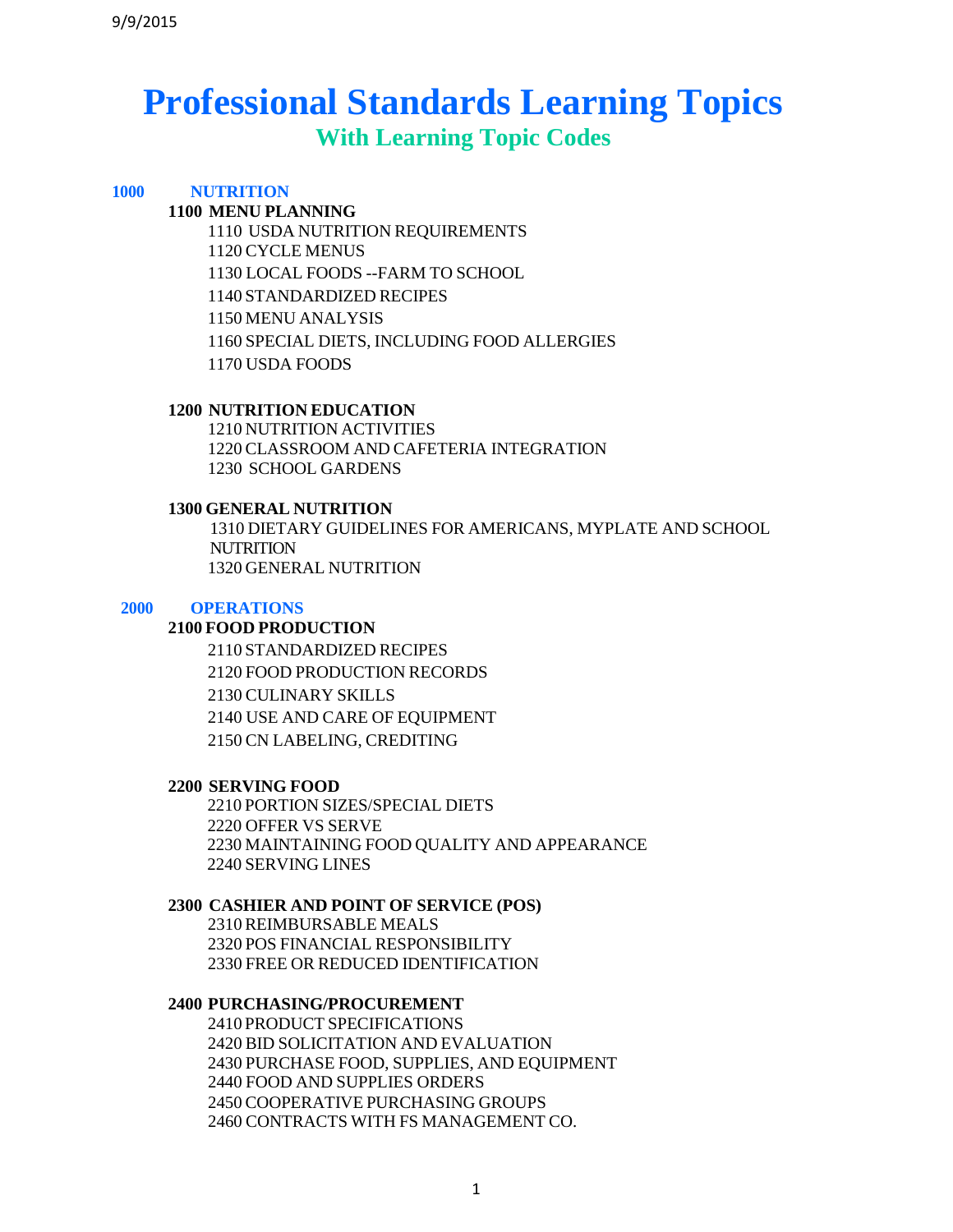# Professional Standards Learning Topics

## With Learning Topic Codes

### 1000 NUTRITION

**1100 MENU PLANNING**

- 1110 USDA NUTRITION REQUIREMENTS
- 1120 CYCLE MENUS
- 1130 LOCAL FOODS --FARM TO SCHOOL
- 1140 STANDARDIZED RECIPES
- 1150 MENU ANALYSIS
- 1160 SPECIAL DIETS, INCLUDING FOOD ALLERGIES
- 1170 USDA FOODS

**1200 NUTRITION EDUCATION**

- 1210 NUTRITION ACTIVITIES
- 1220 CLASSROOM AND CAFETERIA INTEGRATION
- 1230 SCHOOL GARDENS

**1300 GENERAL NUTRITION**

- 1310 DIETARY GUIDELINES FOR AMERICANS, MYPLATE AND SCHOOL NUTRITION
- 1320 GENERAL NUTRITION

### 2000 OPERATIONS

**2100 FOOD PRODUCTION**

- 2110 STANDARDIZED RECIPES
- 2120 FOOD PRODUCTION RECORDS
- 2130 CULINARY SKILLS
- 2140 USE AND CARE OF EQUIPMENT
- 2150 CN LABELING, CREDITING

**2200 SERVING FOOD**

- 2210 PORTION SIZES/SPECIAL DIETS
- 2220 OFFER VS SERVE
- 2230 MAINTAINING FOOD QUALITY AND APPEARANCE
- 2240 SERVING LINES

**2300 CASHIER AND POINT OF SERVICE (POS)**

- 2310 REIMBURSABLE MEALS
- 2320 POS FINANCIAL RESPONSIBILITY
- 2330 FREE OR REDUCED IDENTIFICATION

**2400 PURCHASING/PROCUREMENT**

- 2410 PRODUCT SPECIFICATIONS
- 2420 BID SOLICITATION AND EVALUATION
- 2430 PURCHASE FOOD, SUPPLIES, AND EQUIPMENT
- 2440 FOOD AND SUPPLIES ORDERS
- 2450 COOPERATIVE PURCHASING GROUPS
- 2460 CONTRACTS WITH FS MANAGEMENT CO.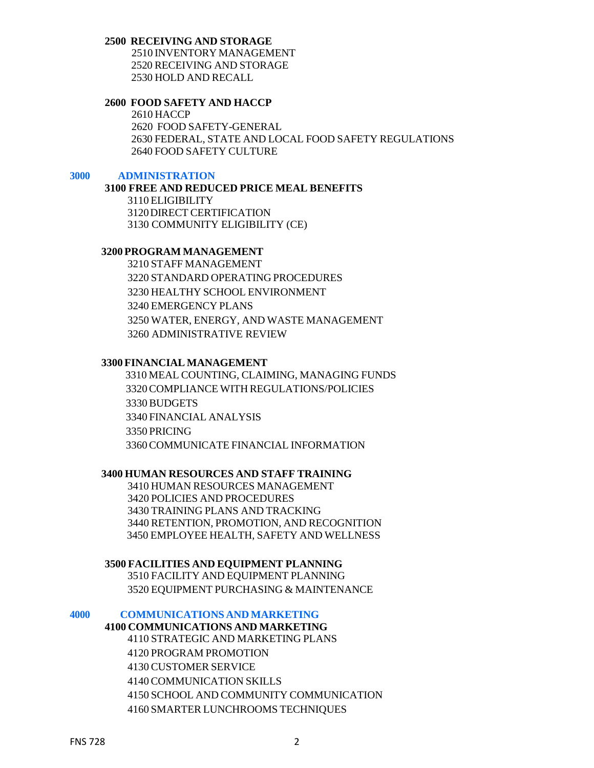**2500 RECEIVING AND STORAGE**

- 2510 INVENTORY MANAGEMENT
- 2520 RECEIVING AND STORAGE
- 2530 HOLD AND RECALL

**2600 FOOD SAFETY AND HACCP**

- 2610 HACCP
- 2620 FOOD SAFETY-GENERAL
- 2630 FEDERAL, STATE AND LOCAL FOOD SAFETY REGULATIONS
- 2640 FOOD SAFETY CULTURE

## 3000 ADMINISTRATION

**3100 FREE AND REDUCED PRICE MEAL BENEFITS**

- 3110 ELIGIBILITY
- 3120 DIRECT CERTIFICATION
- 3130 COMMUNITY ELIGIBILITY (CE)

**3200 PROGRAM MANAGEMENT**

- 3210 STAFF MANAGEMENT
- 3220 STANDARD OPERATING PROCEDURES
- 3230 HEALTHY SCHOOL ENVIRONMENT
- 3240 EMERGENCY PLANS
- 3250 WATER, ENERGY, AND WASTE MANAGEMENT
- 3260 ADMINISTRATIVE REVIEW

**3300 FINANCIAL MANAGEMENT**

- 3310 MEAL COUNTING, CLAIMING, MANAGING FUNDS
- 3320 COMPLIANCE WITH REGULATIONS/POLICIES
- 3330 BUDGETS
- 3340 FINANCIAL ANALYSIS
- 3350 PRICING
- 3360 COMMUNICATE FINANCIAL INFORMATION

**3400 HUMAN RESOURCES AND STAFF TRAINING**

- 3410 HUMAN RESOURCES MANAGEMENT
- 3420 POLICIES AND PROCEDURES
- 3430 TRAINING PLANS AND TRACKING
- 3440 RETENTION, PROMOTION, AND RECOGNITION
- 3450 EMPLOYEE HEALTH, SAFETY AND WELLNESS

**3500 FACILITIES AND EQUIPMENT PLANNING**

- 3510 FACILITY AND EQUIPMENT PLANNING
- 3520 EQUIPMENT PURCHASING & MAINTENANCE

## 4000 COMMUNICATIONS AND MARKETING

**4100 COMMUNICATIONS AND MARKETING**

- 4110 STRATEGIC AND MARKETING PLANS
- 4120 PROGRAM PROMOTION
- 4130 CUSTOMER SERVICE
- 4140 COMMUNICATION SKILLS
- 4150 SCHOOL AND COMMUNITY COMMUNICATION
- 4160 SMARTER LUNCHROOMS TECHNIQUES

FNS 728